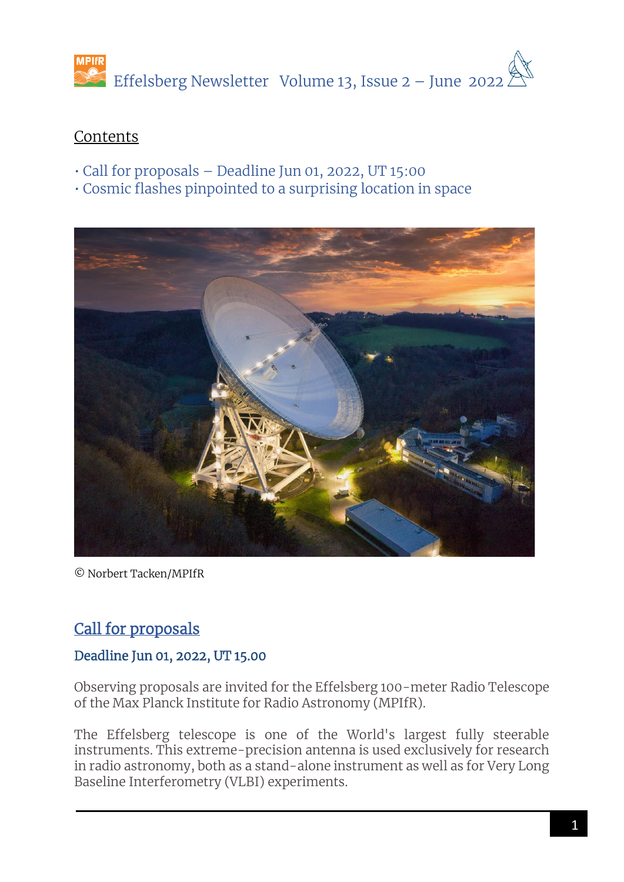# Effelsberg Newsletter Volume 13, Issue 2 – June 2022

## Contents

· Call for proposals – Deadline Jun 01, 2022, UT 15:00
· Cosmic flashes pinpointed to a surprising location in space

© Norbert Tacken/MPIfR

## Call for proposals

### Deadline Jun 01, 2022, UT 15.00

Observing proposals are invited for the Effelsberg 100-meter Radio Telescope of the Max Planck Institute for Radio Astronomy (MPIfR).

The Effelsberg telescope is one of the World's largest fully steerable instruments. This extreme-precision antenna is used exclusively for research in radio astronomy, both as a stand-alone instrument as well as for Very Long Baseline Interferometry (VLBI) experiments.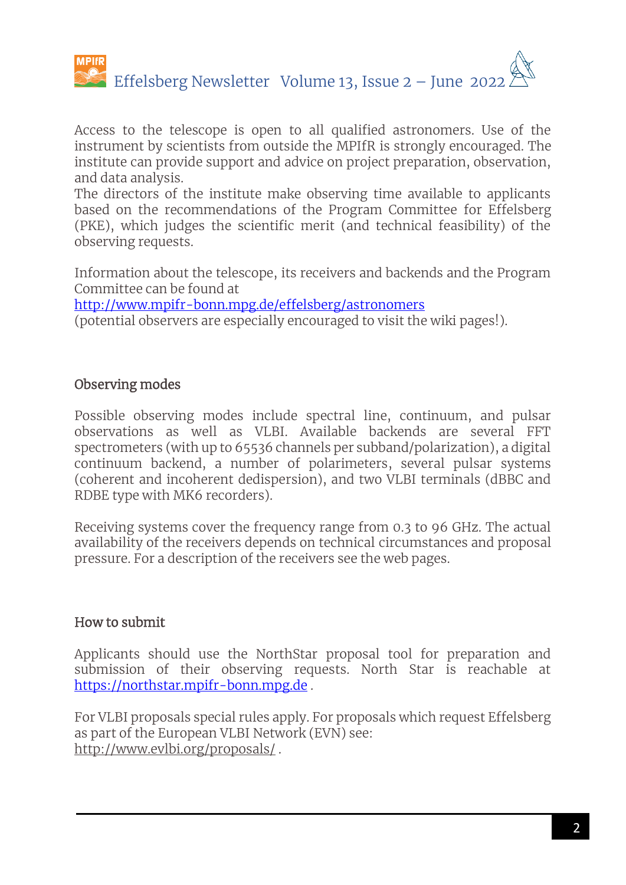Access to the telescope is open to all qualified astronomers. Use of the instrument by scientists from outside the MPIfR is strongly encouraged. The institute can provide support and advice on project preparation, observation, and data analysis.
The directors of the institute make observing time available to applicants based on the recommendations of the Program Committee for Effelsberg (PKE), which judges the scientific merit (and technical feasibility) of the observing requests.

Information about the telescope, its receivers and backends and the Program Committee can be found at
http://www.mpifr-bonn.mpg.de/effelsberg/astronomers
(potential observers are especially encouraged to visit the wiki pages!).

## Observing modes

Possible observing modes include spectral line, continuum, and pulsar observations as well as VLBI. Available backends are several FFT spectrometers (with up to 65536 channels per subband/polarization), a digital continuum backend, a number of polarimeters, several pulsar systems (coherent and incoherent dedispersion), and two VLBI terminals (dBBC and RDBE type with MK6 recorders).

Receiving systems cover the frequency range from 0.3 to 96 GHz. The actual availability of the receivers depends on technical circumstances and proposal pressure. For a description of the receivers see the web pages.

## How to submit

Applicants should use the NorthStar proposal tool for preparation and submission of their observing requests. North Star is reachable at https://northstar.mpifr-bonn.mpg.de .

For VLBI proposals special rules apply. For proposals which request Effelsberg as part of the European VLBI Network (EVN) see:
http://www.evlbi.org/proposals/ .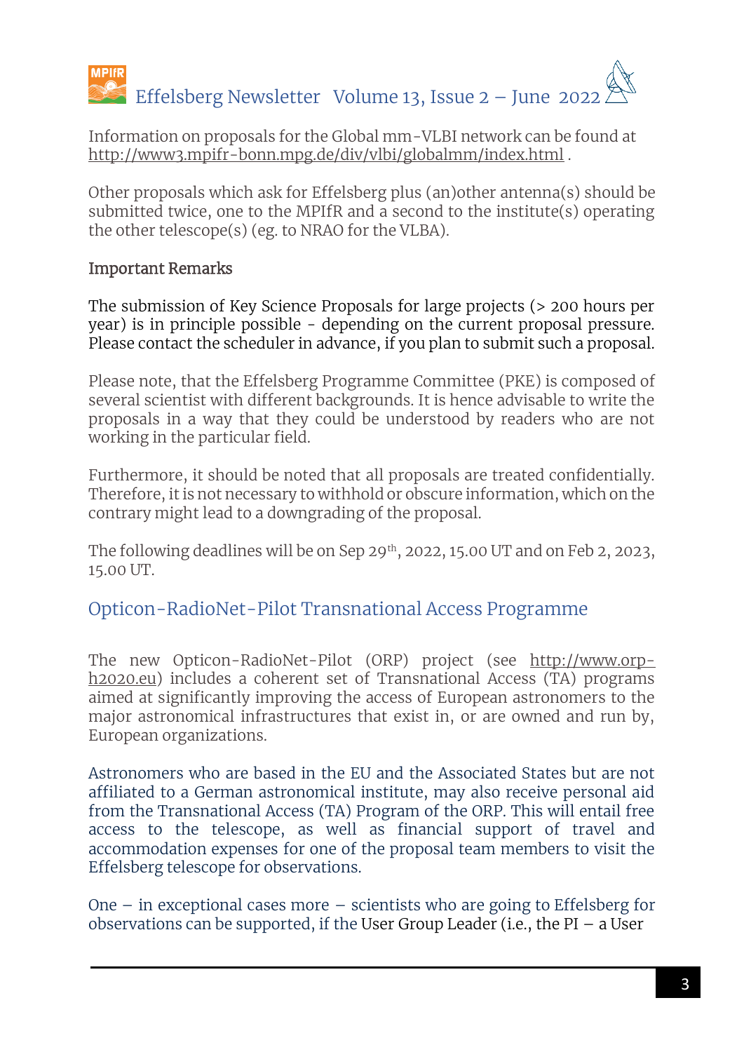Information on proposals for the Global mm-VLBI network can be found at http://www3.mpifr-bonn.mpg.de/div/vlbi/globalmm/index.html .

Other proposals which ask for Effelsberg plus (an)other antenna(s) should be submitted twice, one to the MPIfR and a second to the institute(s) operating the other telescope(s) (eg. to NRAO for the VLBA).

### Important Remarks

The submission of Key Science Proposals for large projects (> 200 hours per year) is in principle possible - depending on the current proposal pressure. Please contact the scheduler in advance, if you plan to submit such a proposal.

Please note, that the Effelsberg Programme Committee (PKE) is composed of several scientist with different backgrounds. It is hence advisable to write the proposals in a way that they could be understood by readers who are not working in the particular field.

Furthermore, it should be noted that all proposals are treated confidentially. Therefore, it is not necessary to withhold or obscure information, which on the contrary might lead to a downgrading of the proposal.

The following deadlines will be on Sep 29th, 2022, 15.00 UT and on Feb 2, 2023, 15.00 UT.

## Opticon-RadioNet-Pilot Transnational Access Programme

The new Opticon-RadioNet-Pilot (ORP) project (see http://www.orp-h2020.eu) includes a coherent set of Transnational Access (TA) programs aimed at significantly improving the access of European astronomers to the major astronomical infrastructures that exist in, or are owned and run by, European organizations.

Astronomers who are based in the EU and the Associated States but are not affiliated to a German astronomical institute, may also receive personal aid from the Transnational Access (TA) Program of the ORP. This will entail free access to the telescope, as well as financial support of travel and accommodation expenses for one of the proposal team members to visit the Effelsberg telescope for observations.

One – in exceptional cases more – scientists who are going to Effelsberg for observations can be supported, if the User Group Leader (i.e., the PI – a User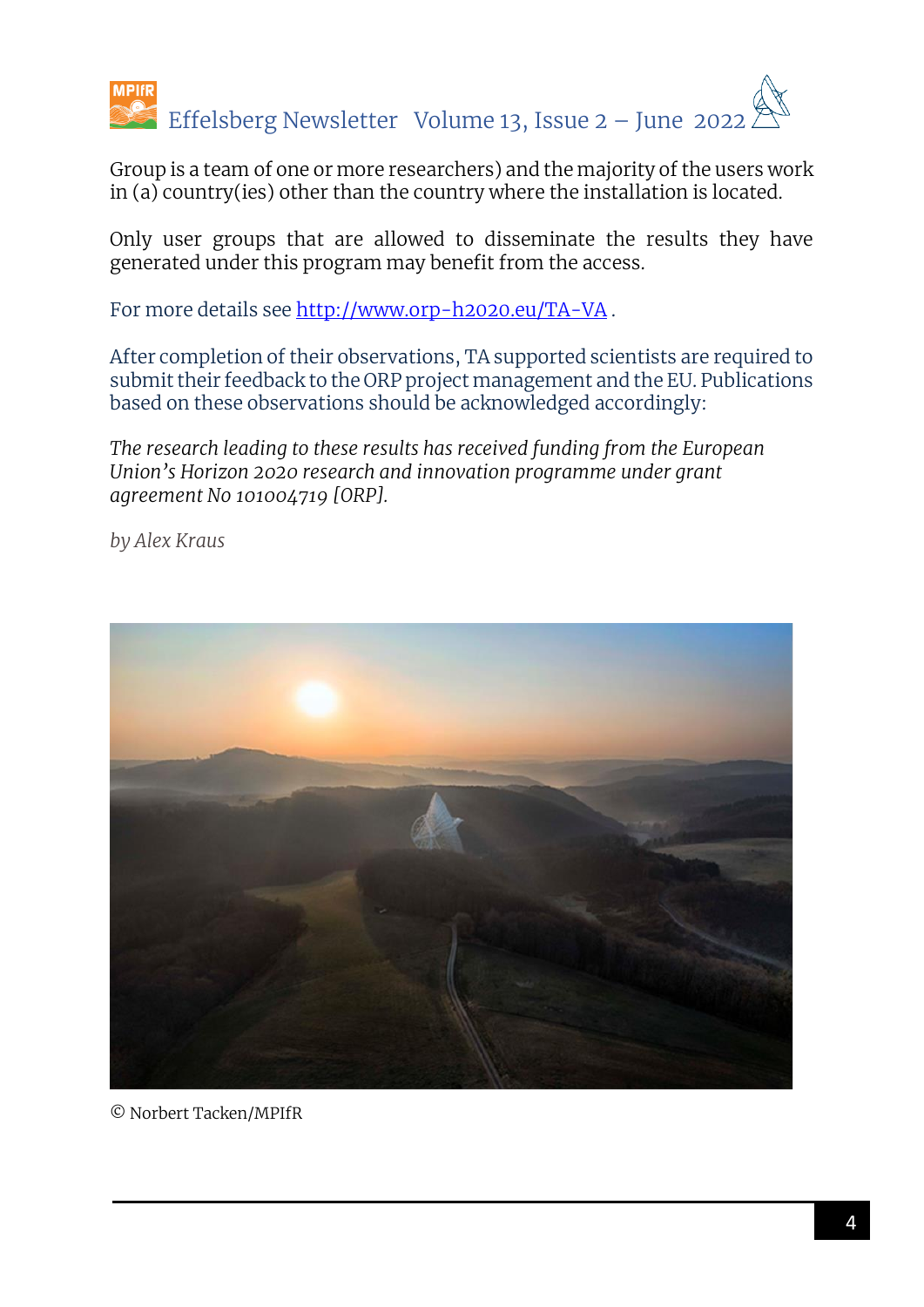Group is a team of one or more researchers) and the majority of the users work in (a) country(ies) other than the country where the installation is located.

Only user groups that are allowed to disseminate the results they have generated under this program may benefit from the access.

For more details see http://www.orp-h2020.eu/TA-VA .

After completion of their observations, TA supported scientists are required to submit their feedback to the ORP project management and the EU. Publications based on these observations should be acknowledged accordingly:

*The research leading to these results has received funding from the European Union's Horizon 2020 research and innovation programme under grant agreement No 101004719 [ORP].*

*by Alex Kraus*

© Norbert Tacken/MPIfR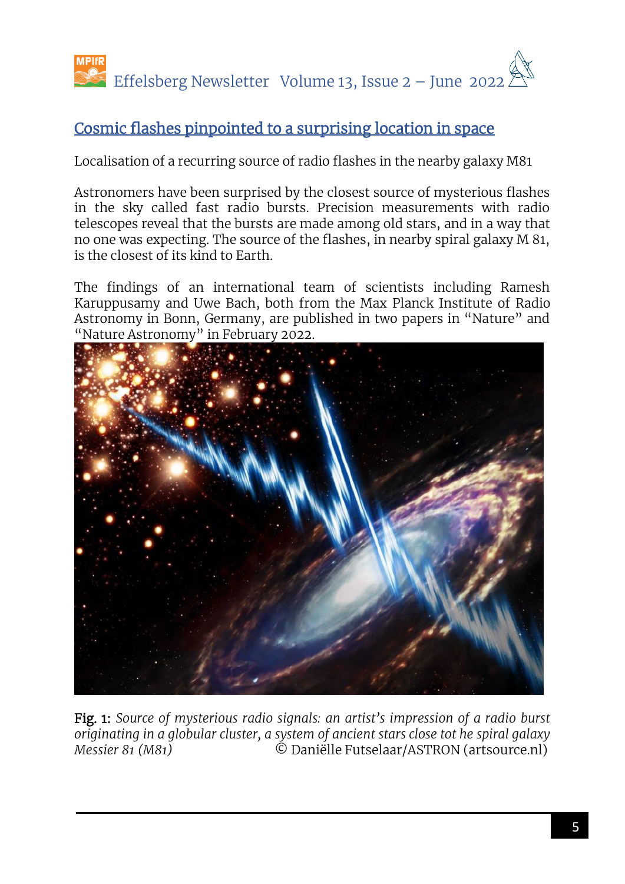## Cosmic flashes pinpointed to a surprising location in space

Localisation of a recurring source of radio flashes in the nearby galaxy M81

Astronomers have been surprised by the closest source of mysterious flashes in the sky called fast radio bursts. Precision measurements with radio telescopes reveal that the bursts are made among old stars, and in a way that no one was expecting. The source of the flashes, in nearby spiral galaxy M 81, is the closest of its kind to Earth.

The findings of an international team of scientists including Ramesh Karuppusamy and Uwe Bach, both from the Max Planck Institute of Radio Astronomy in Bonn, Germany, are published in two papers in "Nature" and "Nature Astronomy" in February 2022.

**Fig. 1:** *Source of mysterious radio signals: an artist's impression of a radio burst originating in a globular cluster, a system of ancient stars close tot he spiral galaxy Messier 81 (M81)* © Daniëlle Futselaar/ASTRON (artsource.nl)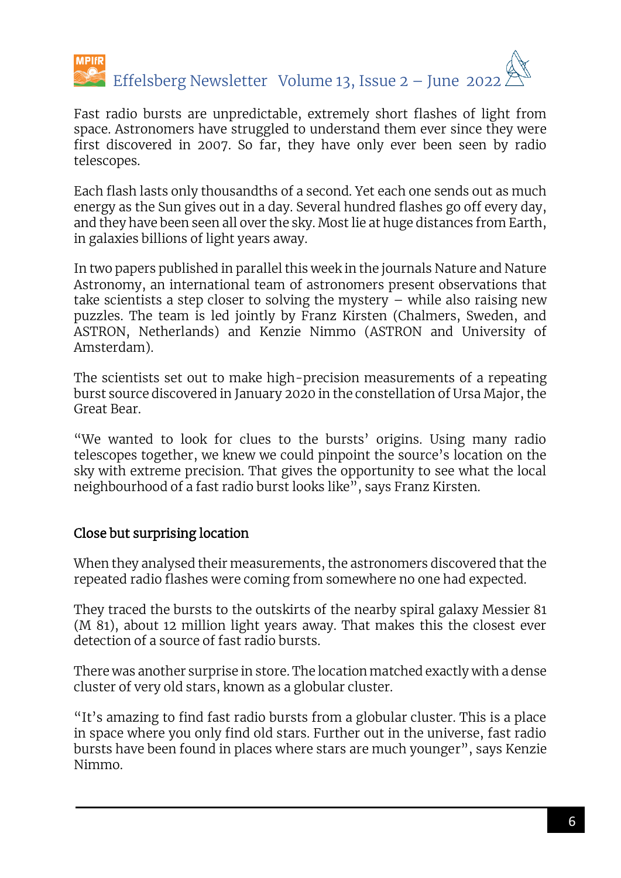Fast radio bursts are unpredictable, extremely short flashes of light from space. Astronomers have struggled to understand them ever since they were first discovered in 2007. So far, they have only ever been seen by radio telescopes.

Each flash lasts only thousandths of a second. Yet each one sends out as much energy as the Sun gives out in a day. Several hundred flashes go off every day, and they have been seen all over the sky. Most lie at huge distances from Earth, in galaxies billions of light years away.

In two papers published in parallel this week in the journals Nature and Nature Astronomy, an international team of astronomers present observations that take scientists a step closer to solving the mystery – while also raising new puzzles. The team is led jointly by Franz Kirsten (Chalmers, Sweden, and ASTRON, Netherlands) and Kenzie Nimmo (ASTRON and University of Amsterdam).

The scientists set out to make high-precision measurements of a repeating burst source discovered in January 2020 in the constellation of Ursa Major, the Great Bear.

“We wanted to look for clues to the bursts’ origins. Using many radio telescopes together, we knew we could pinpoint the source’s location on the sky with extreme precision. That gives the opportunity to see what the local neighbourhood of a fast radio burst looks like”, says Franz Kirsten.

## Close but surprising location

When they analysed their measurements, the astronomers discovered that the repeated radio flashes were coming from somewhere no one had expected.

They traced the bursts to the outskirts of the nearby spiral galaxy Messier 81 (M 81), about 12 million light years away. That makes this the closest ever detection of a source of fast radio bursts.

There was another surprise in store. The location matched exactly with a dense cluster of very old stars, known as a globular cluster.

“It’s amazing to find fast radio bursts from a globular cluster. This is a place in space where you only find old stars. Further out in the universe, fast radio bursts have been found in places where stars are much younger”, says Kenzie Nimmo.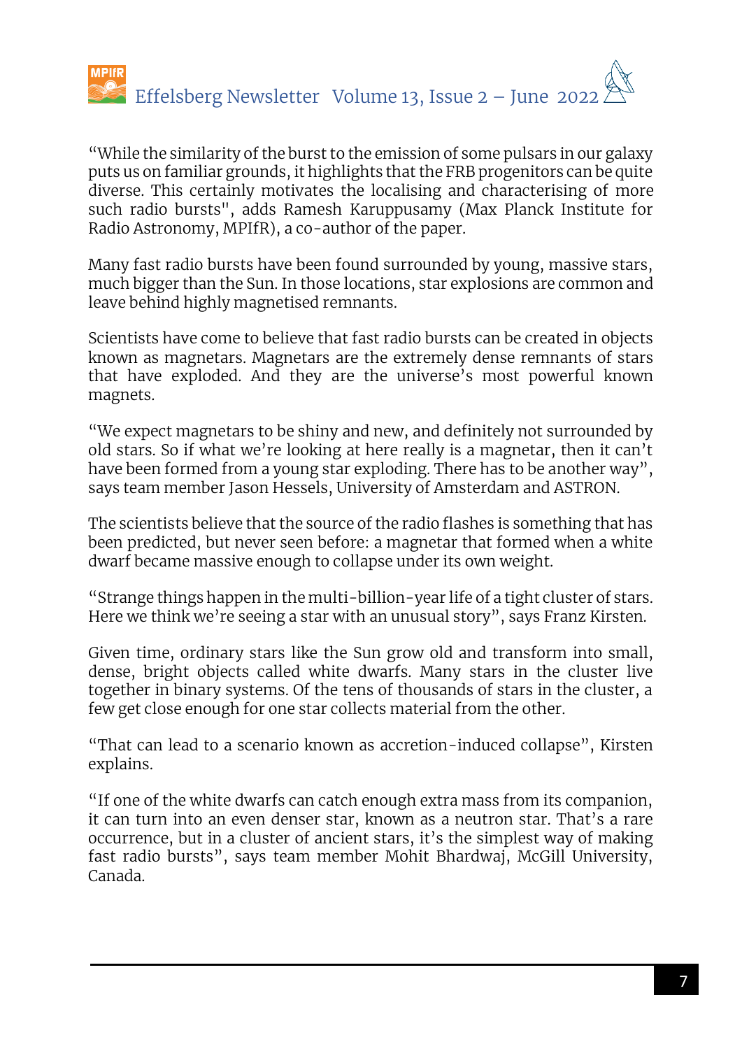“While the similarity of the burst to the emission of some pulsars in our galaxy puts us on familiar grounds, it highlights that the FRB progenitors can be quite diverse. This certainly motivates the localising and characterising of more such radio bursts", adds Ramesh Karuppusamy (Max Planck Institute for Radio Astronomy, MPIfR), a co-author of the paper.

Many fast radio bursts have been found surrounded by young, massive stars, much bigger than the Sun. In those locations, star explosions are common and leave behind highly magnetised remnants.

Scientists have come to believe that fast radio bursts can be created in objects known as magnetars. Magnetars are the extremely dense remnants of stars that have exploded. And they are the universe’s most powerful known magnets.

“We expect magnetars to be shiny and new, and definitely not surrounded by old stars. So if what we’re looking at here really is a magnetar, then it can’t have been formed from a young star exploding. There has to be another way”, says team member Jason Hessels, University of Amsterdam and ASTRON.

The scientists believe that the source of the radio flashes is something that has been predicted, but never seen before: a magnetar that formed when a white dwarf became massive enough to collapse under its own weight.

“Strange things happen in the multi-billion-year life of a tight cluster of stars. Here we think we’re seeing a star with an unusual story”, says Franz Kirsten.

Given time, ordinary stars like the Sun grow old and transform into small, dense, bright objects called white dwarfs. Many stars in the cluster live together in binary systems. Of the tens of thousands of stars in the cluster, a few get close enough for one star collects material from the other.

“That can lead to a scenario known as accretion-induced collapse”, Kirsten explains.

“If one of the white dwarfs can catch enough extra mass from its companion, it can turn into an even denser star, known as a neutron star. That’s a rare occurrence, but in a cluster of ancient stars, it’s the simplest way of making fast radio bursts”, says team member Mohit Bhardwaj, McGill University, Canada.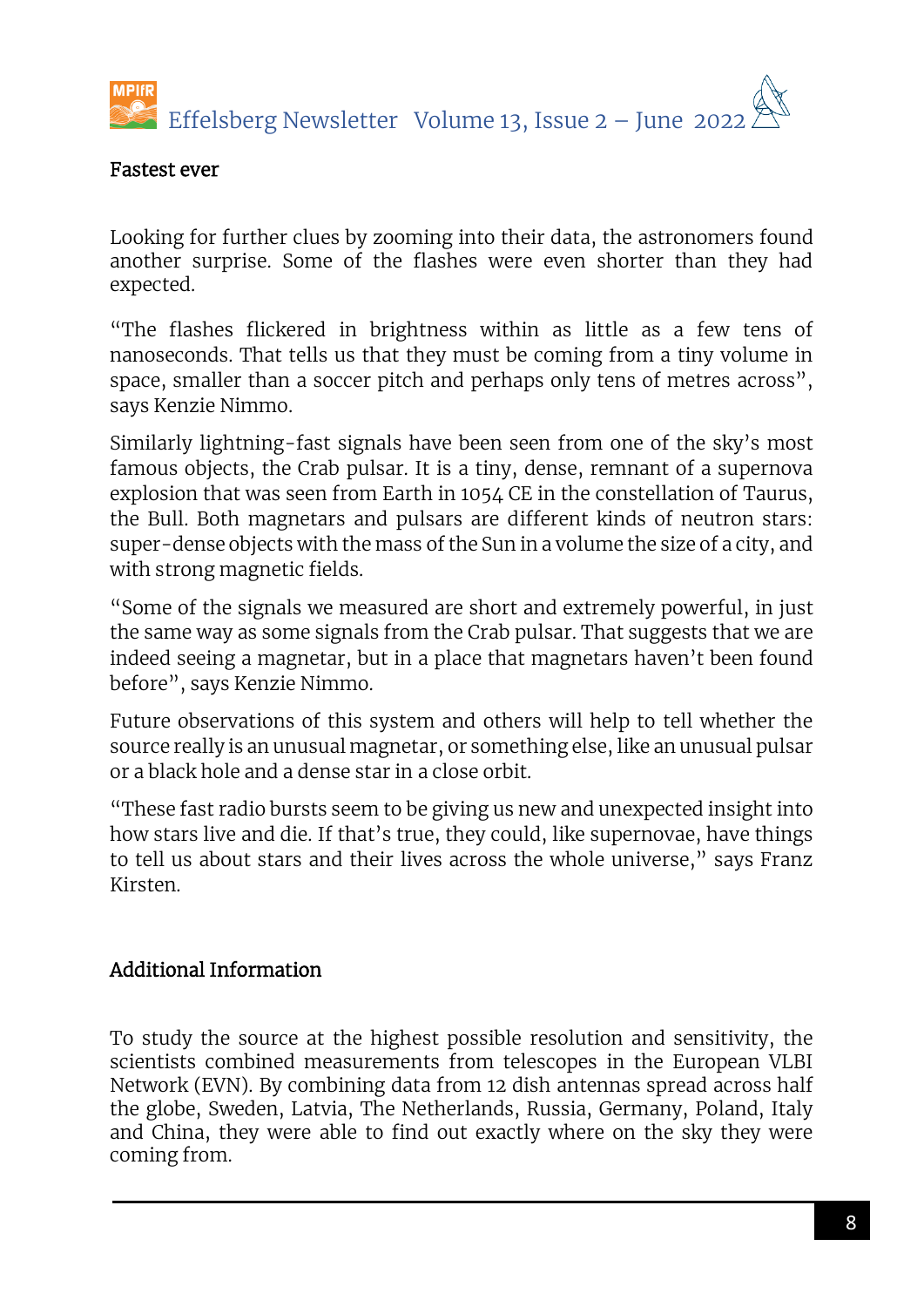## Fastest ever

Looking for further clues by zooming into their data, the astronomers found another surprise. Some of the flashes were even shorter than they had expected.

"The flashes flickered in brightness within as little as a few tens of nanoseconds. That tells us that they must be coming from a tiny volume in space, smaller than a soccer pitch and perhaps only tens of metres across", says Kenzie Nimmo.

Similarly lightning-fast signals have been seen from one of the sky's most famous objects, the Crab pulsar. It is a tiny, dense, remnant of a supernova explosion that was seen from Earth in 1054 CE in the constellation of Taurus, the Bull. Both magnetars and pulsars are different kinds of neutron stars: super-dense objects with the mass of the Sun in a volume the size of a city, and with strong magnetic fields.

"Some of the signals we measured are short and extremely powerful, in just the same way as some signals from the Crab pulsar. That suggests that we are indeed seeing a magnetar, but in a place that magnetars haven't been found before", says Kenzie Nimmo.

Future observations of this system and others will help to tell whether the source really is an unusual magnetar, or something else, like an unusual pulsar or a black hole and a dense star in a close orbit.

"These fast radio bursts seem to be giving us new and unexpected insight into how stars live and die. If that's true, they could, like supernovae, have things to tell us about stars and their lives across the whole universe," says Franz Kirsten.

## Additional Information

To study the source at the highest possible resolution and sensitivity, the scientists combined measurements from telescopes in the European VLBI Network (EVN). By combining data from 12 dish antennas spread across half the globe, Sweden, Latvia, The Netherlands, Russia, Germany, Poland, Italy and China, they were able to find out exactly where on the sky they were coming from.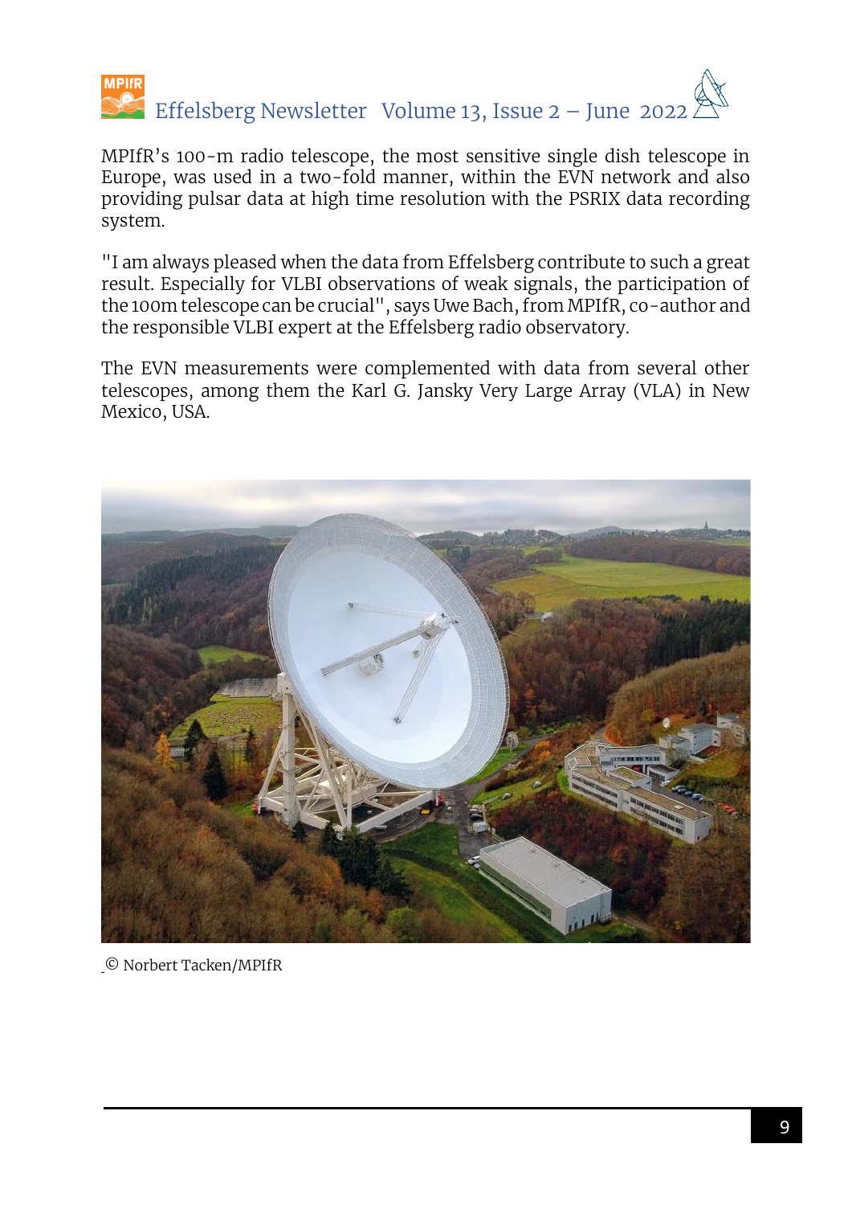MPIfR's 100-m radio telescope, the most sensitive single dish telescope in Europe, was used in a two-fold manner, within the EVN network and also providing pulsar data at high time resolution with the PSRIX data recording system.

"I am always pleased when the data from Effelsberg contribute to such a great result. Especially for VLBI observations of weak signals, the participation of the 100m telescope can be crucial", says Uwe Bach, from MPIfR, co-author and the responsible VLBI expert at the Effelsberg radio observatory.

The EVN measurements were complemented with data from several other telescopes, among them the Karl G. Jansky Very Large Array (VLA) in New Mexico, USA.

© Norbert Tacken/MPIfR